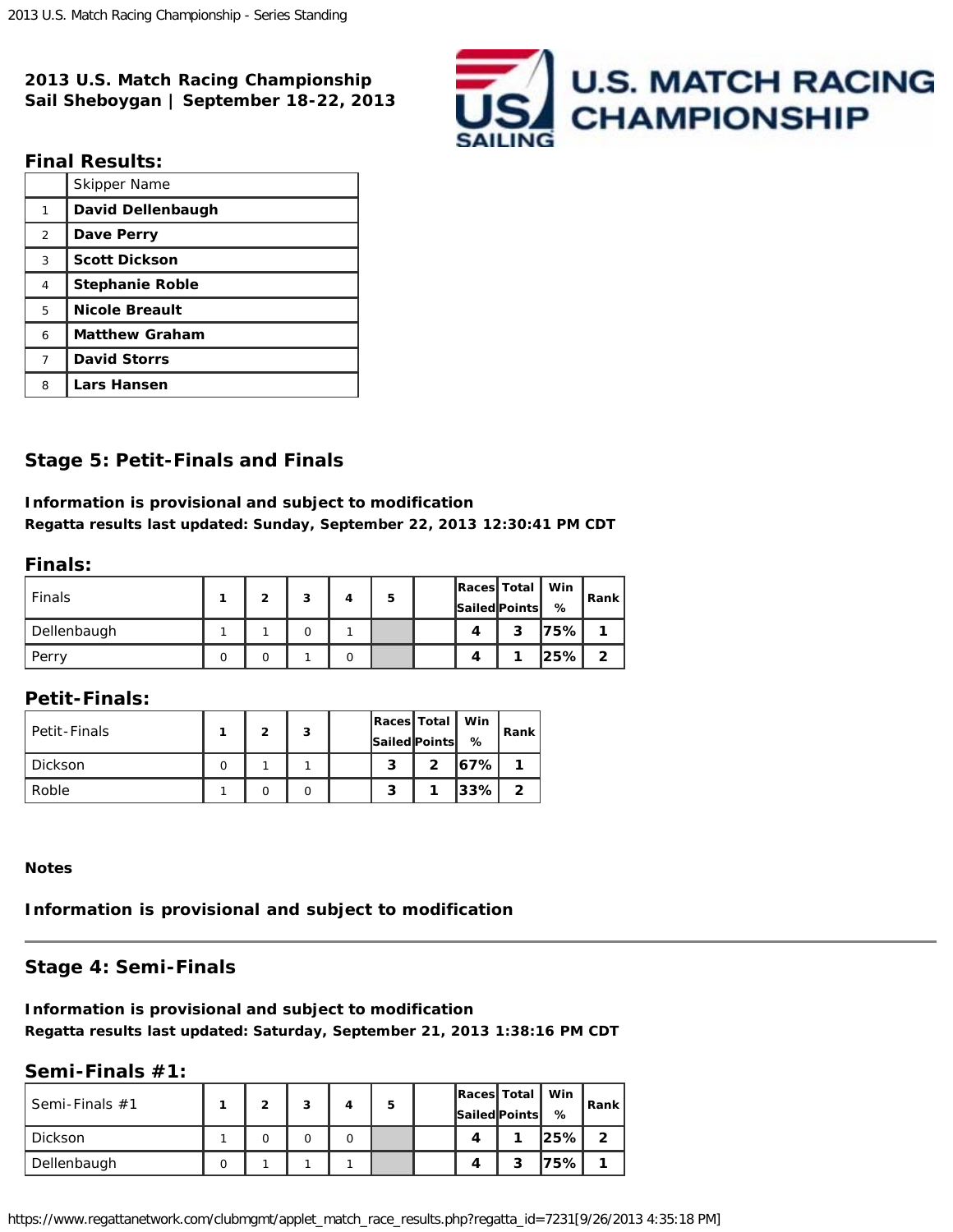**2013 U.S. Match Racing Championship**
**Sail Sheboygan | September 18-22, 2013**

## Final Results:

| | Skipper Name |
|---|---|
| 1 | **David Dellenbaugh** |
| 2 | **Dave Perry** |
| 3 | **Scott Dickson** |
| 4 | **Stephanie Roble** |
| 5 | **Nicole Breault** |
| 6 | **Matthew Graham** |
| 7 | **David Storrs** |
| 8 | **Lars Hansen** |

## Stage 5: Petit-Finals and Finals

**Information is provisional and subject to modification**
**Regatta results last updated: Sunday, September 22, 2013 12:30:41 PM CDT**

### Finals:

| Finals | 1 | 2 | 3 | 4 | 5 | | Races Sailed | Total Points | Win % | Rank |
|---|---|---|---|---|---|---|---|---|---|---|
| Dellenbaugh | 1 | 1 | 0 | 1 | | | **4** | **3** | **75%** | **1** |
| Perry | 0 | 0 | 1 | 0 | | | **4** | **1** | **25%** | **2** |

### Petit-Finals:

| Petit-Finals | 1 | 2 | 3 | | Races Sailed | Total Points | Win % | Rank |
|---|---|---|---|---|---|---|---|---|
| Dickson | 0 | 1 | 1 | | **3** | **2** | **67%** | **1** |
| Roble | 1 | 0 | 0 | | **3** | **1** | **33%** | **2** |

**Notes**

**Information is provisional and subject to modification**

---

## Stage 4: Semi-Finals

**Information is provisional and subject to modification**
**Regatta results last updated: Saturday, September 21, 2013 1:38:16 PM CDT**

### Semi-Finals #1:

| Semi-Finals #1 | 1 | 2 | 3 | 4 | 5 | | Races Sailed | Total Points | Win % | Rank |
|---|---|---|---|---|---|---|---|---|---|---|
| Dickson | 1 | 0 | 0 | 0 | | | **4** | **1** | **25%** | **2** |
| Dellenbaugh | 0 | 1 | 1 | 1 | | | **4** | **3** | **75%** | **1** |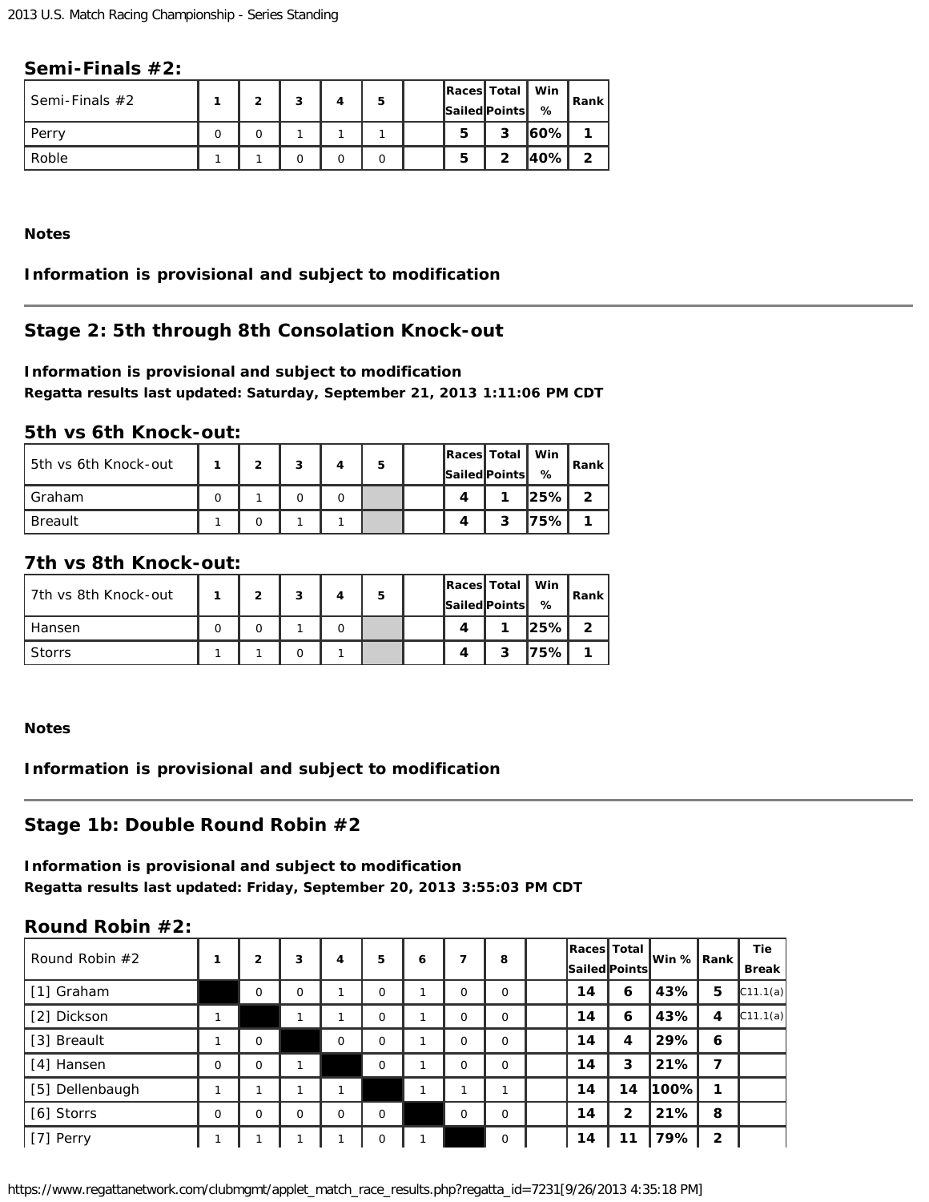### Semi-Finals #2:

| Semi-Finals #2 | 1 | 2 | 3 | 4 | 5 | | Races Sailed | Total Points | Win % | Rank |
|---|---|---|---|---|---|---|---|---|---|---|
| Perry | 0 | 0 | 1 | 1 | 1 | | 5 | 3 | 60% | 1 |
| Roble | 1 | 1 | 0 | 0 | 0 | | 5 | 2 | 40% | 2 |

**Notes**

**Information is provisional and subject to modification**

---

## Stage 2: 5th through 8th Consolation Knock-out

**Information is provisional and subject to modification**
**Regatta results last updated: Saturday, September 21, 2013 1:11:06 PM CDT**

### 5th vs 6th Knock-out:

| 5th vs 6th Knock-out | 1 | 2 | 3 | 4 | 5 | | Races Sailed | Total Points | Win % | Rank |
|---|---|---|---|---|---|---|---|---|---|---|
| Graham | 0 | 1 | 0 | 0 | | | 4 | 1 | 25% | 2 |
| Breault | 1 | 0 | 1 | 1 | | | 4 | 3 | 75% | 1 |

### 7th vs 8th Knock-out:

| 7th vs 8th Knock-out | 1 | 2 | 3 | 4 | 5 | | Races Sailed | Total Points | Win % | Rank |
|---|---|---|---|---|---|---|---|---|---|---|
| Hansen | 0 | 0 | 1 | 0 | | | 4 | 1 | 25% | 2 |
| Storrs | 1 | 1 | 0 | 1 | | | 4 | 3 | 75% | 1 |

**Notes**

**Information is provisional and subject to modification**

---

## Stage 1b: Double Round Robin #2

**Information is provisional and subject to modification**
**Regatta results last updated: Friday, September 20, 2013 3:55:03 PM CDT**

### Round Robin #2:

| Round Robin #2 | 1 | 2 | 3 | 4 | 5 | 6 | 7 | 8 | | Races Sailed | Total Points | Win % | Rank | Tie Break |
|---|---|---|---|---|---|---|---|---|---|---|---|---|---|---|
| [1] Graham | | 0 | 0 | 1 | 0 | 1 | 0 | 0 | | 14 | 6 | 43% | 5 | C11.1(a) |
| [2] Dickson | 1 | | 1 | 1 | 0 | 1 | 0 | 0 | | 14 | 6 | 43% | 4 | C11.1(a) |
| [3] Breault | 1 | 0 | | 0 | 0 | 1 | 0 | 0 | | 14 | 4 | 29% | 6 | |
| [4] Hansen | 0 | 0 | 1 | | 0 | 1 | 0 | 0 | | 14 | 3 | 21% | 7 | |
| [5] Dellenbaugh | 1 | 1 | 1 | 1 | | 1 | 1 | 1 | | 14 | 14 | 100% | 1 | |
| [6] Storrs | 0 | 0 | 0 | 0 | 0 | | 0 | 0 | | 14 | 2 | 21% | 8 | |
| [7] Perry | 1 | 1 | 1 | 1 | 0 | 1 | | 0 | | 14 | 11 | 79% | 2 | |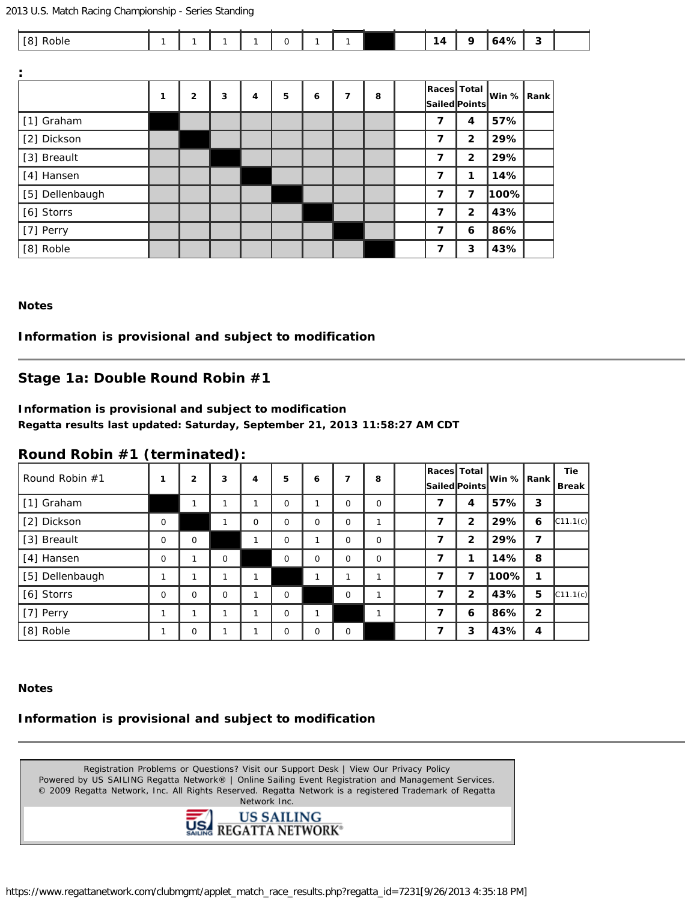| [8] Roble | 1 | 1 | 1 | 1 | 0 | 1 | 1 | | | 14 | 9 | 64% | 3 | |
|---|---|---|---|---|---|---|---|---|---|---|---|---|---|---|

:

| | 1 | 2 | 3 | 4 | 5 | 6 | 7 | 8 | | Races Sailed | Total Points | Win % | Rank |
|---|---|---|---|---|---|---|---|---|---|---|---|---|---|
| [1] Graham | | | | | | | | | | 7 | 4 | 57% | |
| [2] Dickson | | | | | | | | | | 7 | 2 | 29% | |
| [3] Breault | | | | | | | | | | 7 | 2 | 29% | |
| [4] Hansen | | | | | | | | | | 7 | 1 | 14% | |
| [5] Dellenbaugh | | | | | | | | | | 7 | 7 | 100% | |
| [6] Storrs | | | | | | | | | | 7 | 2 | 43% | |
| [7] Perry | | | | | | | | | | 7 | 6 | 86% | |
| [8] Roble | | | | | | | | | | 7 | 3 | 43% | |

**Notes**

**Information is provisional and subject to modification**

## Stage 1a: Double Round Robin #1

**Information is provisional and subject to modification**

**Regatta results last updated: Saturday, September 21, 2013 11:58:27 AM CDT**

### Round Robin #1 (terminated):

| Round Robin #1 | 1 | 2 | 3 | 4 | 5 | 6 | 7 | 8 | | Races Sailed | Total Points | Win % | Rank | Tie Break |
|---|---|---|---|---|---|---|---|---|---|---|---|---|---|---|
| [1] Graham | | 1 | 1 | 1 | 0 | 1 | 0 | 0 | | 7 | 4 | 57% | 3 | |
| [2] Dickson | 0 | | 1 | 0 | 0 | 0 | 0 | 1 | | 7 | 2 | 29% | 6 | C11.1(c) |
| [3] Breault | 0 | 0 | | 1 | 0 | 1 | 0 | 0 | | 7 | 2 | 29% | 7 | |
| [4] Hansen | 0 | 1 | 0 | | 0 | 0 | 0 | 0 | | 7 | 1 | 14% | 8 | |
| [5] Dellenbaugh | 1 | 1 | 1 | 1 | | 1 | 1 | 1 | | 7 | 7 | 100% | 1 | |
| [6] Storrs | 0 | 0 | 0 | 1 | 0 | | 0 | 1 | | 7 | 2 | 43% | 5 | C11.1(c) |
| [7] Perry | 1 | 1 | 1 | 1 | 0 | 1 | | 1 | | 7 | 6 | 86% | 2 | |
| [8] Roble | 1 | 0 | 1 | 1 | 0 | 0 | 0 | | | 7 | 3 | 43% | 4 | |

**Notes**

**Information is provisional and subject to modification**

Registration Problems or Questions? Visit our Support Desk | View Our Privacy Policy
Powered by US SAILING Regatta Network® | Online Sailing Event Registration and Management Services.
© 2009 Regatta Network, Inc. All Rights Reserved. Regatta Network is a registered Trademark of Regatta Network Inc.

US SAILING REGATTA NETWORK®